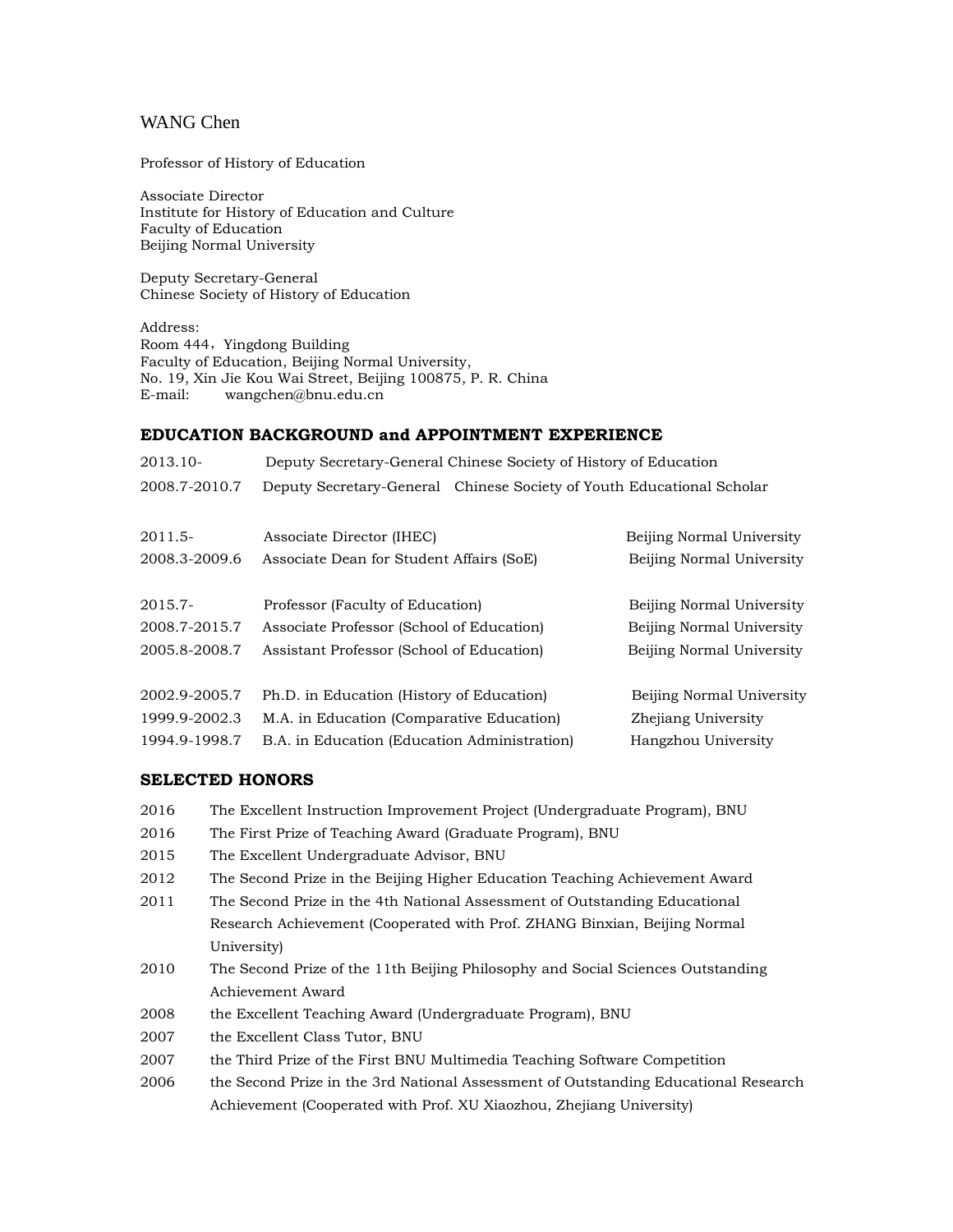# WANG Chen

Professor of History of Education

Associate Director
Institute for History of Education and Culture
Faculty of Education
Beijing Normal University

Deputy Secretary-General
Chinese Society of History of Education

Address:
Room 444，Yingdong Building
Faculty of Education, Beijing Normal University,
No. 19, Xin Jie Kou Wai Street, Beijing 100875, P. R. China
E-mail: wangchen@bnu.edu.cn

## EDUCATION BACKGROUND and APPOINTMENT EXPERIENCE

| | | |
|---|---|---|
| 2013.10- | Deputy Secretary-General Chinese Society of History of Education | |
| 2008.7-2010.7 | Deputy Secretary-General Chinese Society of Youth Educational Scholar | |
| | | |
| 2011.5- | Associate Director (IHEC) | Beijing Normal University |
| 2008.3-2009.6 | Associate Dean for Student Affairs (SoE) | Beijing Normal University |
| | | |
| 2015.7- | Professor (Faculty of Education) | Beijing Normal University |
| 2008.7-2015.7 | Associate Professor (School of Education) | Beijing Normal University |
| 2005.8-2008.7 | Assistant Professor (School of Education) | Beijing Normal University |
| | | |
| 2002.9-2005.7 | Ph.D. in Education (History of Education) | Beijing Normal University |
| 1999.9-2002.3 | M.A. in Education (Comparative Education) | Zhejiang University |
| 1994.9-1998.7 | B.A. in Education (Education Administration) | Hangzhou University |

## SELECTED HONORS

| | |
|---|---|
| 2016 | The Excellent Instruction Improvement Project (Undergraduate Program), BNU |
| 2016 | The First Prize of Teaching Award (Graduate Program), BNU |
| 2015 | The Excellent Undergraduate Advisor, BNU |
| 2012 | The Second Prize in the Beijing Higher Education Teaching Achievement Award |
| 2011 | The Second Prize in the 4th National Assessment of Outstanding Educational Research Achievement (Cooperated with Prof. ZHANG Binxian, Beijing Normal University) |
| 2010 | The Second Prize of the 11th Beijing Philosophy and Social Sciences Outstanding Achievement Award |
| 2008 | the Excellent Teaching Award (Undergraduate Program), BNU |
| 2007 | the Excellent Class Tutor, BNU |
| 2007 | the Third Prize of the First BNU Multimedia Teaching Software Competition |
| 2006 | the Second Prize in the 3rd National Assessment of Outstanding Educational Research Achievement (Cooperated with Prof. XU Xiaozhou, Zhejiang University) |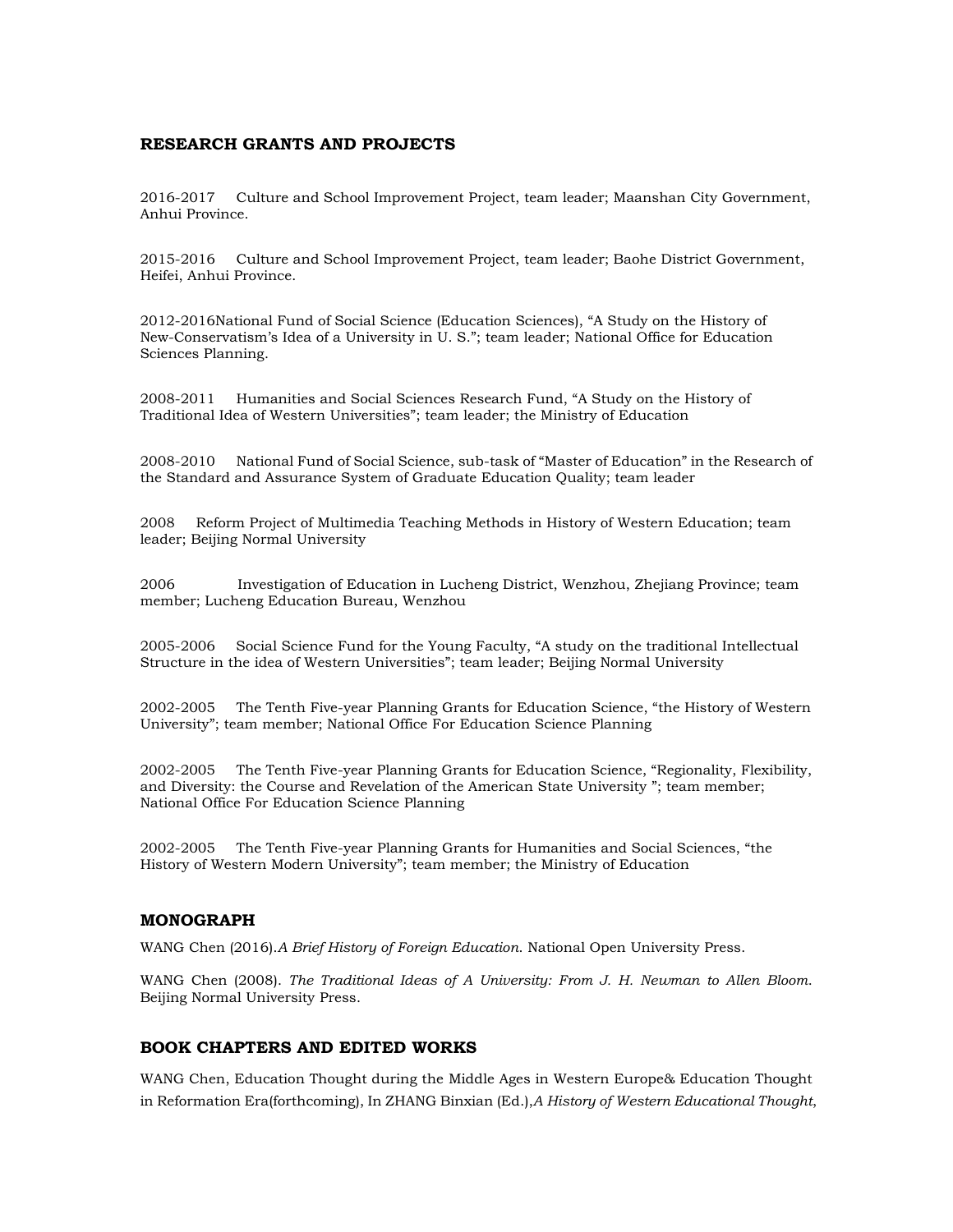## RESEARCH GRANTS AND PROJECTS

2016-2017 Culture and School Improvement Project, team leader; Maanshan City Government, Anhui Province.

2015-2016 Culture and School Improvement Project, team leader; Baohe District Government, Heifei, Anhui Province.

2012-2016National Fund of Social Science (Education Sciences), "A Study on the History of New-Conservatism's Idea of a University in U. S."; team leader; National Office for Education Sciences Planning.

2008-2011 Humanities and Social Sciences Research Fund, "A Study on the History of Traditional Idea of Western Universities"; team leader; the Ministry of Education

2008-2010 National Fund of Social Science, sub-task of "Master of Education" in the Research of the Standard and Assurance System of Graduate Education Quality; team leader

2008 Reform Project of Multimedia Teaching Methods in History of Western Education; team leader; Beijing Normal University

2006 Investigation of Education in Lucheng District, Wenzhou, Zhejiang Province; team member; Lucheng Education Bureau, Wenzhou

2005-2006 Social Science Fund for the Young Faculty, "A study on the traditional Intellectual Structure in the idea of Western Universities"; team leader; Beijing Normal University

2002-2005 The Tenth Five-year Planning Grants for Education Science, "the History of Western University"; team member; National Office For Education Science Planning

2002-2005 The Tenth Five-year Planning Grants for Education Science, "Regionality, Flexibility, and Diversity: the Course and Revelation of the American State University "; team member; National Office For Education Science Planning

2002-2005 The Tenth Five-year Planning Grants for Humanities and Social Sciences, "the History of Western Modern University"; team member; the Ministry of Education

## MONOGRAPH

WANG Chen (2016).*A Brief History of Foreign Education*. National Open University Press.

WANG Chen (2008). *The Traditional Ideas of A University: From J. H. Newman to Allen Bloom*. Beijing Normal University Press.

## BOOK CHAPTERS AND EDITED WORKS

WANG Chen, Education Thought during the Middle Ages in Western Europe& Education Thought in Reformation Era(forthcoming), In ZHANG Binxian (Ed.),*A History of Western Educational Thought*,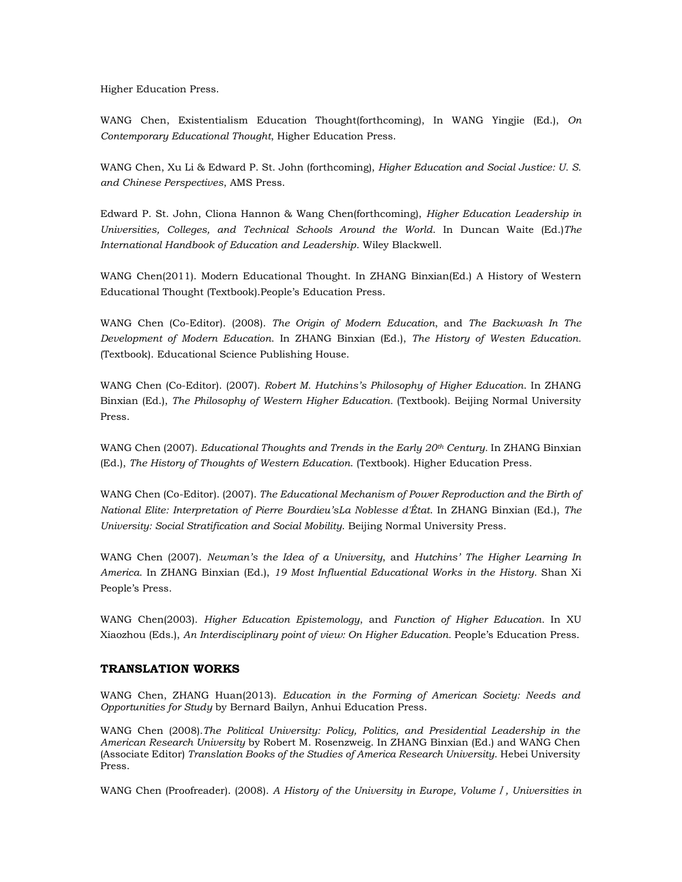Higher Education Press.

WANG Chen, Existentialism Education Thought(forthcoming), In WANG Yingjie (Ed.), *On Contemporary Educational Thought*, Higher Education Press.

WANG Chen, Xu Li & Edward P. St. John (forthcoming), *Higher Education and Social Justice: U. S. and Chinese Perspectives*, AMS Press.

Edward P. St. John, Cliona Hannon & Wang Chen(forthcoming), *Higher Education Leadership in Universities, Colleges, and Technical Schools Around the World*. In Duncan Waite (Ed.)*The International Handbook of Education and Leadership*. Wiley Blackwell.

WANG Chen(2011). Modern Educational Thought. In ZHANG Binxian(Ed.) A History of Western Educational Thought (Textbook).People's Education Press.

WANG Chen (Co-Editor). (2008). *The Origin of Modern Education*, and *The Backwash In The Development of Modern Education*. In ZHANG Binxian (Ed.), *The History of Westen Education*. (Textbook). Educational Science Publishing House.

WANG Chen (Co-Editor). (2007). *Robert M. Hutchins's Philosophy of Higher Education*. In ZHANG Binxian (Ed.), *The Philosophy of Western Higher Education*. (Textbook). Beijing Normal University Press.

WANG Chen (2007). *Educational Thoughts and Trends in the Early 20th Century*. In ZHANG Binxian (Ed.), *The History of Thoughts of Western Education*. (Textbook). Higher Education Press.

WANG Chen (Co-Editor). (2007). *The Educational Mechanism of Power Reproduction and the Birth of National Elite: Interpretation of Pierre Bourdieu'sLa Noblesse d'État*. In ZHANG Binxian (Ed.), *The University: Social Stratification and Social Mobility*. Beijing Normal University Press.

WANG Chen (2007). *Newman's the Idea of a University*, and *Hutchins' The Higher Learning In America*. In ZHANG Binxian (Ed.), *19 Most Influential Educational Works in the History*. Shan Xi People's Press.

WANG Chen(2003). *Higher Education Epistemology*, and *Function of Higher Education*. In XU Xiaozhou (Eds.), *An Interdisciplinary point of view: On Higher Education*. People's Education Press.

## TRANSLATION WORKS

WANG Chen, ZHANG Huan(2013). *Education in the Forming of American Society: Needs and Opportunities for Study* by Bernard Bailyn, Anhui Education Press.

WANG Chen (2008).*The Political University: Policy, Politics, and Presidential Leadership in the American Research University* by Robert M. Rosenzweig. In ZHANG Binxian (Ed.) and WANG Chen (Associate Editor) *Translation Books of the Studies of America Research University*. Hebei University Press.

WANG Chen (Proofreader). (2008). *A History of the University in Europe, Volume I, Universities in*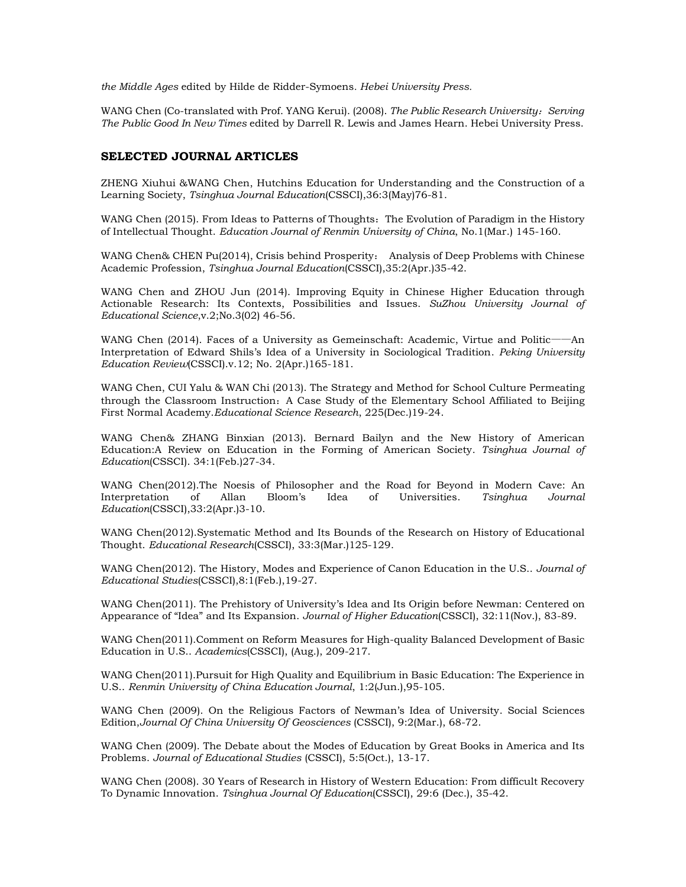*the Middle Ages* edited by Hilde de Ridder-Symoens. *Hebei University Press.*

WANG Chen (Co-translated with Prof. YANG Kerui). (2008). *The Public Research University：Serving The Public Good In New Times* edited by Darrell R. Lewis and James Hearn. Hebei University Press.

## SELECTED JOURNAL ARTICLES

ZHENG Xiuhui &WANG Chen, Hutchins Education for Understanding and the Construction of a Learning Society, *Tsinghua Journal Education*(CSSCI),36:3(May)76-81.

WANG Chen (2015). From Ideas to Patterns of Thoughts：The Evolution of Paradigm in the History of Intellectual Thought. *Education Journal of Renmin University of China*, No.1(Mar.) 145-160.

WANG Chen& CHEN Pu(2014), Crisis behind Prosperity： Analysis of Deep Problems with Chinese Academic Profession, *Tsinghua Journal Education*(CSSCI),35:2(Apr.)35-42.

WANG Chen and ZHOU Jun (2014). Improving Equity in Chinese Higher Education through Actionable Research: Its Contexts, Possibilities and Issues. *SuZhou University Journal of Educational Science*,v.2;No.3(02) 46-56.

WANG Chen (2014). Faces of a University as Gemeinschaft: Academic, Virtue and Politic——An Interpretation of Edward Shils's Idea of a University in Sociological Tradition. *Peking University Education Review*(CSSCI).v.12; No. 2(Apr.)165-181.

WANG Chen, CUI Yalu & WAN Chi (2013). The Strategy and Method for School Culture Permeating through the Classroom Instruction：A Case Study of the Elementary School Affiliated to Beijing First Normal Academy.*Educational Science Research*, 225(Dec.)19-24.

WANG Chen& ZHANG Binxian (2013). Bernard Bailyn and the New History of American Education:A Review on Education in the Forming of American Society. *Tsinghua Journal of Education*(CSSCI). 34:1(Feb.)27-34.

WANG Chen(2012).The Noesis of Philosopher and the Road for Beyond in Modern Cave: An Interpretation of Allan Bloom's Idea of Universities. *Tsinghua Journal Education*(CSSCI),33:2(Apr.)3-10.

WANG Chen(2012).Systematic Method and Its Bounds of the Research on History of Educational Thought. *Educational Research*(CSSCI), 33:3(Mar.)125-129.

WANG Chen(2012). The History, Modes and Experience of Canon Education in the U.S.. *Journal of Educational Studies*(CSSCI),8:1(Feb.),19-27.

WANG Chen(2011). The Prehistory of University's Idea and Its Origin before Newman: Centered on Appearance of "Idea" and Its Expansion. *Journal of Higher Education*(CSSCI), 32:11(Nov.), 83-89.

WANG Chen(2011).Comment on Reform Measures for High-quality Balanced Development of Basic Education in U.S.. *Academics*(CSSCI), (Aug.), 209-217.

WANG Chen(2011).Pursuit for High Quality and Equilibrium in Basic Education: The Experience in U.S.. *Renmin University of China Education Journal*, 1:2(Jun.),95-105.

WANG Chen (2009). On the Religious Factors of Newman's Idea of University. Social Sciences Edition,*Journal Of China University Of Geosciences* (CSSCI), 9:2(Mar.), 68-72.

WANG Chen (2009). The Debate about the Modes of Education by Great Books in America and Its Problems. *Journal of Educational Studies* (CSSCI), 5:5(Oct.), 13-17.

WANG Chen (2008). 30 Years of Research in History of Western Education: From difficult Recovery To Dynamic Innovation. *Tsinghua Journal Of Education*(CSSCI), 29:6 (Dec.), 35-42.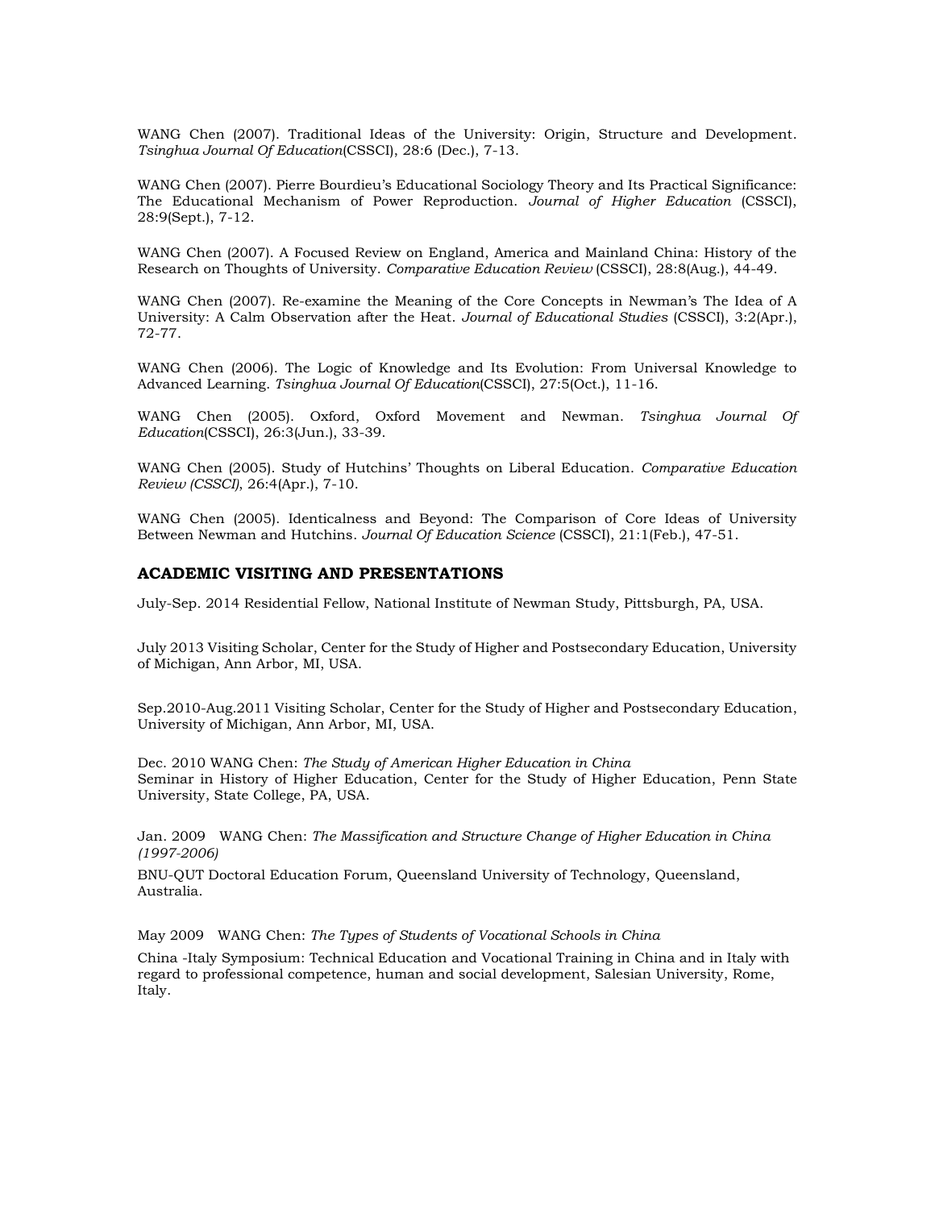WANG Chen (2007). Traditional Ideas of the University: Origin, Structure and Development. *Tsinghua Journal Of Education*(CSSCI), 28:6 (Dec.), 7-13.

WANG Chen (2007). Pierre Bourdieu's Educational Sociology Theory and Its Practical Significance: The Educational Mechanism of Power Reproduction. *Journal of Higher Education* (CSSCI), 28:9(Sept.), 7-12.

WANG Chen (2007). A Focused Review on England, America and Mainland China: History of the Research on Thoughts of University. *Comparative Education Review* (CSSCI), 28:8(Aug.), 44-49.

WANG Chen (2007). Re-examine the Meaning of the Core Concepts in Newman's The Idea of A University: A Calm Observation after the Heat. *Journal of Educational Studies* (CSSCI), 3:2(Apr.), 72-77.

WANG Chen (2006). The Logic of Knowledge and Its Evolution: From Universal Knowledge to Advanced Learning. *Tsinghua Journal Of Education*(CSSCI), 27:5(Oct.), 11-16.

WANG Chen (2005). Oxford, Oxford Movement and Newman. *Tsinghua Journal Of Education*(CSSCI), 26:3(Jun.), 33-39.

WANG Chen (2005). Study of Hutchins' Thoughts on Liberal Education. *Comparative Education Review (CSSCI)*, 26:4(Apr.), 7-10.

WANG Chen (2005). Identicalness and Beyond: The Comparison of Core Ideas of University Between Newman and Hutchins. *Journal Of Education Science* (CSSCI), 21:1(Feb.), 47-51.

## ACADEMIC VISITING AND PRESENTATIONS

July-Sep. 2014 Residential Fellow, National Institute of Newman Study, Pittsburgh, PA, USA.

July 2013 Visiting Scholar, Center for the Study of Higher and Postsecondary Education, University of Michigan, Ann Arbor, MI, USA.

Sep.2010-Aug.2011 Visiting Scholar, Center for the Study of Higher and Postsecondary Education, University of Michigan, Ann Arbor, MI, USA.

Dec. 2010 WANG Chen: *The Study of American Higher Education in China*
Seminar in History of Higher Education, Center for the Study of Higher Education, Penn State University, State College, PA, USA.

Jan. 2009 WANG Chen: *The Massification and Structure Change of Higher Education in China (1997-2006)*

BNU-QUT Doctoral Education Forum, Queensland University of Technology, Queensland, Australia.

May 2009 WANG Chen: *The Types of Students of Vocational Schools in China*

China -Italy Symposium: Technical Education and Vocational Training in China and in Italy with regard to professional competence, human and social development, Salesian University, Rome, Italy.